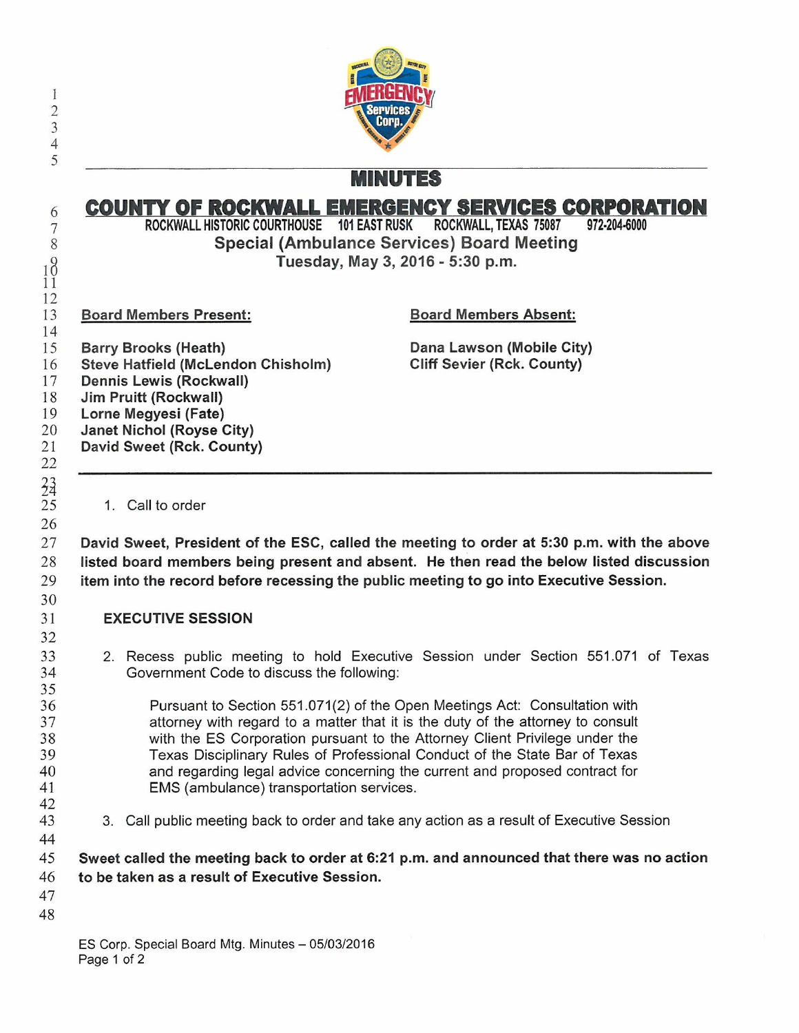# MINUTES

## COUNTY OF ROCKWALL EMERGENCY SERVICES CORPORATION

ROCKWALL HISTORIC COURTHOUSE 101 EAST RUSK ROCKWALL, TEXAS 75087 972-204-6000

**Special (Ambulance Services) Board Meeting**

**Tuesday, May 3, 2016 - 5:30 p.m.**

**Board Members Present:**

**Barry Brooks (Heath)**
**Steve Hatfield (McLendon Chisholm)**
**Dennis Lewis (Rockwall)**
**Jim Pruitt (Rockwall)**
**Lorne Megyesi (Fate)**
**Janet Nichol (Royse City)**
**David Sweet (Rck. County)**

**Board Members Absent:**

**Dana Lawson (Mobile City)**
**Cliff Sevier (Rck. County)**

---

1. Call to order

**David Sweet, President of the ESC, called the meeting to order at 5:30 p.m. with the above listed board members being present and absent. He then read the below listed discussion item into the record before recessing the public meeting to go into Executive Session.**

**EXECUTIVE SESSION**

2. Recess public meeting to hold Executive Session under Section 551.071 of Texas Government Code to discuss the following:

   Pursuant to Section 551.071(2) of the Open Meetings Act: Consultation with attorney with regard to a matter that it is the duty of the attorney to consult with the ES Corporation pursuant to the Attorney Client Privilege under the Texas Disciplinary Rules of Professional Conduct of the State Bar of Texas and regarding legal advice concerning the current and proposed contract for EMS (ambulance) transportation services.

3. Call public meeting back to order and take any action as a result of Executive Session

**Sweet called the meeting back to order at 6:21 p.m. and announced that there was no action to be taken as a result of Executive Session.**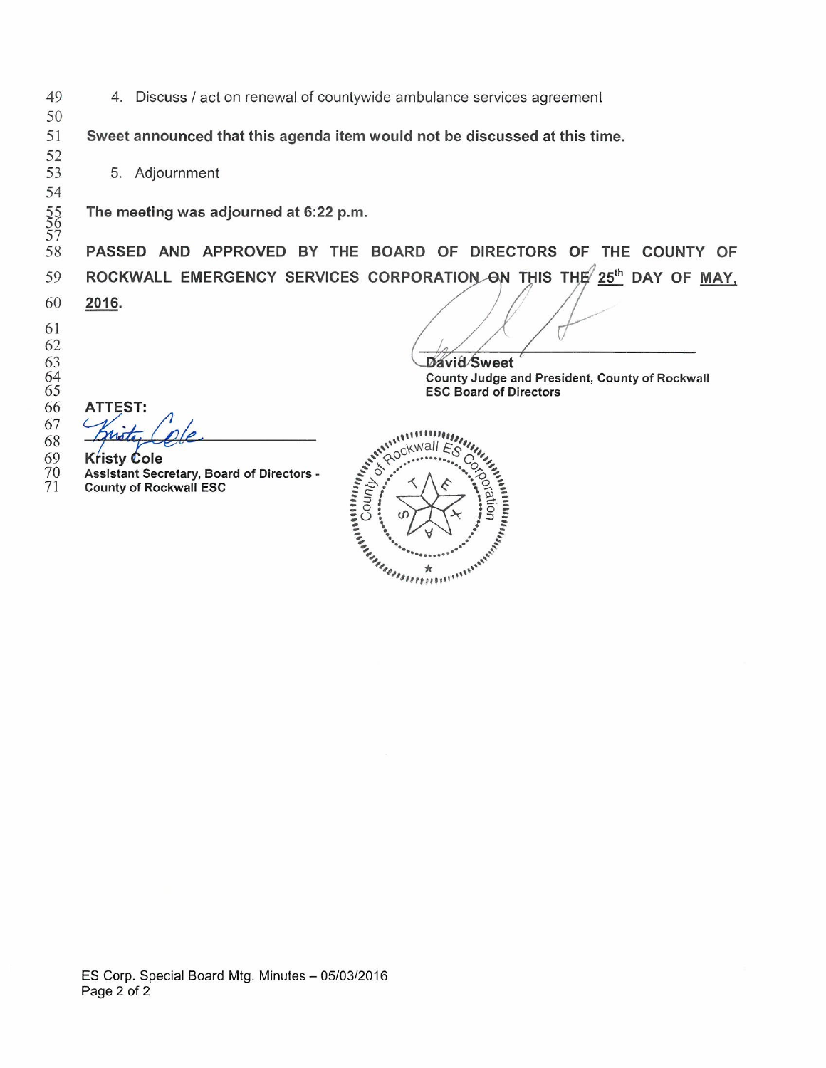4. Discuss / act on renewal of countywide ambulance services agreement

**Sweet announced that this agenda item would not be discussed at this time.**

5. Adjournment

**The meeting was adjourned at 6:22 p.m.**

**PASSED AND APPROVED BY THE BOARD OF DIRECTORS OF THE COUNTY OF ROCKWALL EMERGENCY SERVICES CORPORATION ON THIS THE 25th DAY OF MAY, 2016.**

**David Sweet**
**County Judge and President, County of Rockwall ESC Board of Directors**

**ATTEST:**

**Kristy Cole**
**Assistant Secretary, Board of Directors - County of Rockwall ESC**

County of Rockwall ES Corporation

ES Corp. Special Board Mtg. Minutes – 05/03/2016